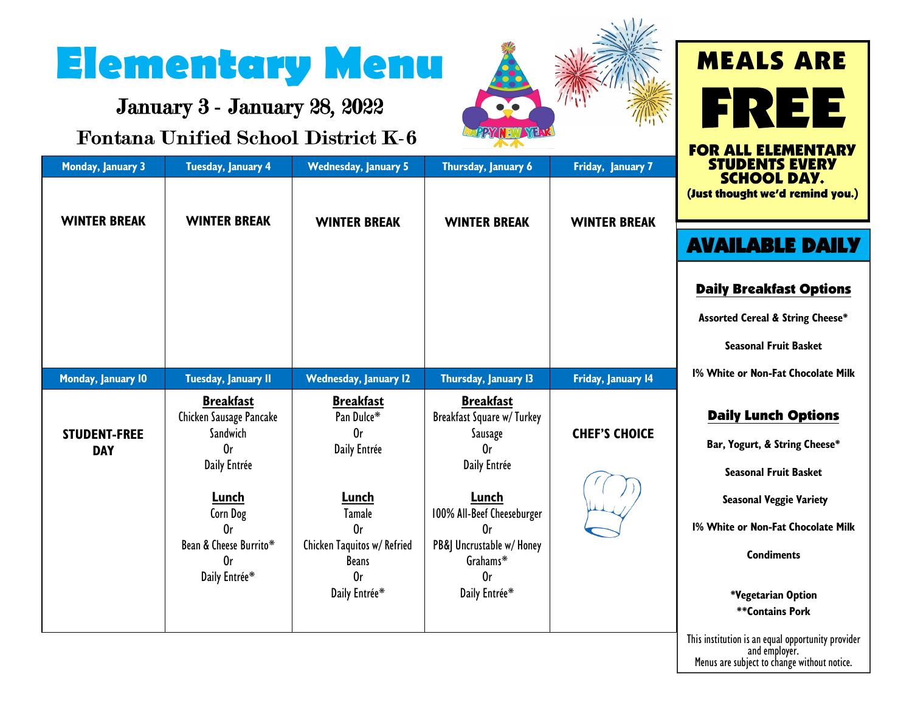# Elementary Menu

## January 3 - January 28, 2022

## Fontana Unified School District K-6

| Monday, January 3 | Tuesday, January 4 | Wednesday, January 5 | Thursday, January 6 | Friday, January 7 |
|---|---|---|---|---|
| **WINTER BREAK** | **WINTER BREAK** | **WINTER BREAK** | **WINTER BREAK** | **WINTER BREAK** |
| **Monday, January 10** | **Tuesday, January 11** | **Wednesday, January 12** | **Thursday, January 13** | **Friday, January 14** |
| **STUDENT-FREE DAY** | **Breakfast**<br>Chicken Sausage Pancake Sandwich<br>Or<br>Daily Entrée<br><br>**Lunch**<br>Corn Dog<br>Or<br>Bean & Cheese Burrito*<br>Or<br>Daily Entrée* | **Breakfast**<br>Pan Dulce*<br>Or<br>Daily Entrée<br><br>**Lunch**<br>Tamale<br>Or<br>Chicken Taquitos w/ Refried Beans<br>Or<br>Daily Entrée* | **Breakfast**<br>Breakfast Square w/ Turkey Sausage<br>Or<br>Daily Entrée<br><br>**Lunch**<br>100% All-Beef Cheeseburger<br>Or<br>PB&J Uncrustable w/ Honey Grahams*<br>Or<br>Daily Entrée* | **CHEF'S CHOICE** |

## MEALS ARE FREE

**FOR ALL ELEMENTARY STUDENTS EVERY SCHOOL DAY.**
**(Just thought we'd remind you.)**

## AVAILABLE DAILY

### Daily Breakfast Options

**Assorted Cereal & String Cheese***

**Seasonal Fruit Basket**

**1% White or Non-Fat Chocolate Milk**

### Daily Lunch Options

**Bar, Yogurt, & String Cheese***

**Seasonal Fruit Basket**

**Seasonal Veggie Variety**

**1% White or Non-Fat Chocolate Milk**

**Condiments**

***Vegetarian Option**
****Contains Pork**

This institution is an equal opportunity provider and employer.
Menus are subject to change without notice.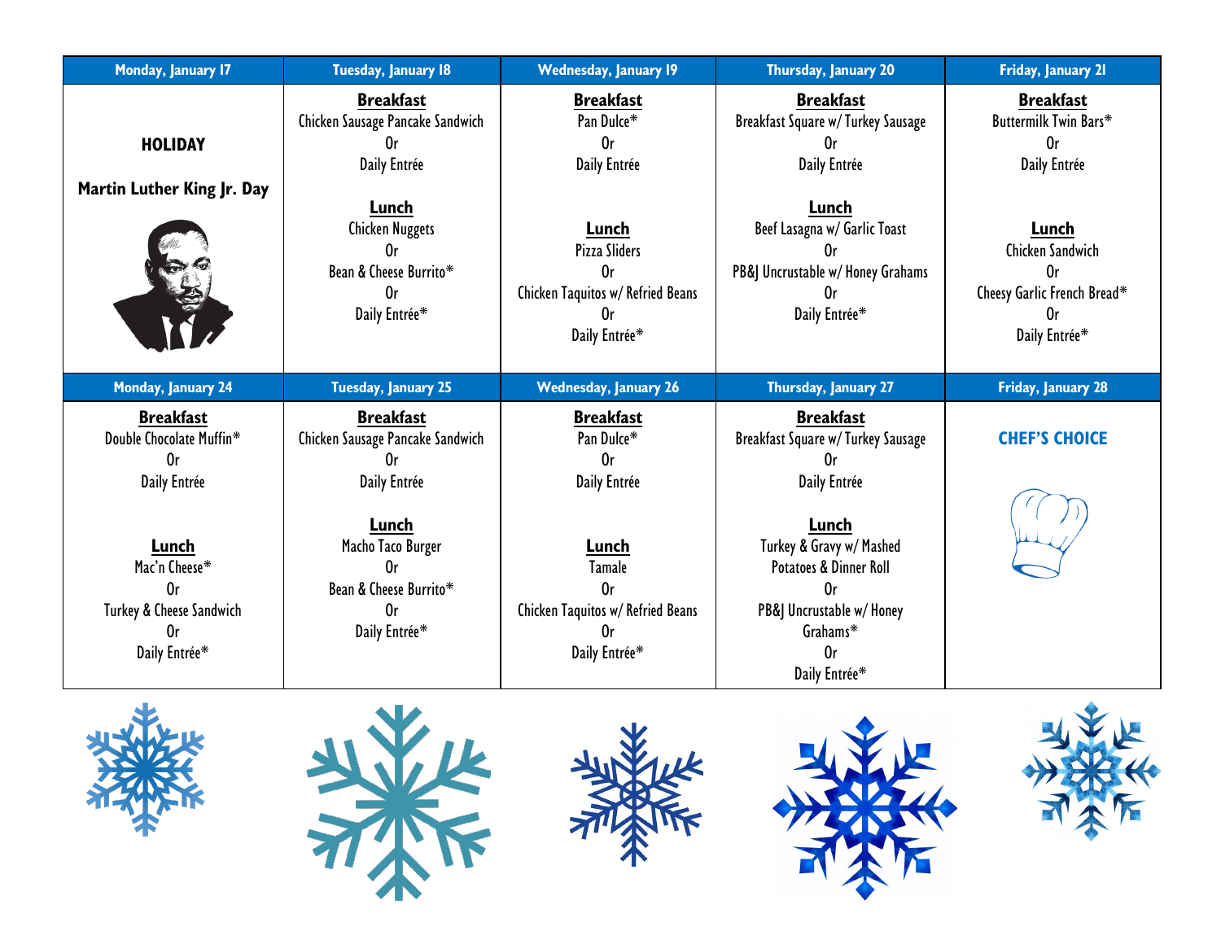| Monday, January 17 | Tuesday, January 18 | Wednesday, January 19 | Thursday, January 20 | Friday, January 21 |
| --- | --- | --- | --- | --- |
| **HOLIDAY**<br><br>**Martin Luther King Jr. Day** | **Breakfast**<br>Chicken Sausage Pancake Sandwich<br>Or<br>Daily Entrée<br><br>**Lunch**<br>Chicken Nuggets<br>Or<br>Bean & Cheese Burrito*<br>Or<br>Daily Entrée* | **Breakfast**<br>Pan Dulce*<br>Or<br>Daily Entrée<br><br>**Lunch**<br>Pizza Sliders<br>Or<br>Chicken Taquitos w/ Refried Beans<br>Or<br>Daily Entrée* | **Breakfast**<br>Breakfast Square w/ Turkey Sausage<br>Or<br>Daily Entrée<br><br>**Lunch**<br>Beef Lasagna w/ Garlic Toast<br>Or<br>PB&J Uncrustable w/ Honey Grahams<br>Or<br>Daily Entrée* | **Breakfast**<br>Buttermilk Twin Bars*<br>Or<br>Daily Entrée<br><br>**Lunch**<br>Chicken Sandwich<br>Or<br>Cheesy Garlic French Bread*<br>Or<br>Daily Entrée* |
| **Monday, January 24** | **Tuesday, January 25** | **Wednesday, January 26** | **Thursday, January 27** | **Friday, January 28** |
| **Breakfast**<br>Double Chocolate Muffin*<br>Or<br>Daily Entrée<br><br>**Lunch**<br>Mac'n Cheese*<br>Or<br>Turkey & Cheese Sandwich<br>Or<br>Daily Entrée* | **Breakfast**<br>Chicken Sausage Pancake Sandwich<br>Or<br>Daily Entrée<br><br>**Lunch**<br>Macho Taco Burger<br>Or<br>Bean & Cheese Burrito*<br>Or<br>Daily Entrée* | **Breakfast**<br>Pan Dulce*<br>Or<br>Daily Entrée<br><br>**Lunch**<br>Tamale<br>Or<br>Chicken Taquitos w/ Refried Beans<br>Or<br>Daily Entrée* | **Breakfast**<br>Breakfast Square w/ Turkey Sausage<br>Or<br>Daily Entrée<br><br>**Lunch**<br>Turkey & Gravy w/ Mashed Potatoes & Dinner Roll<br>Or<br>PB&J Uncrustable w/ Honey Grahams*<br>Or<br>Daily Entrée* | **CHEF'S CHOICE** |